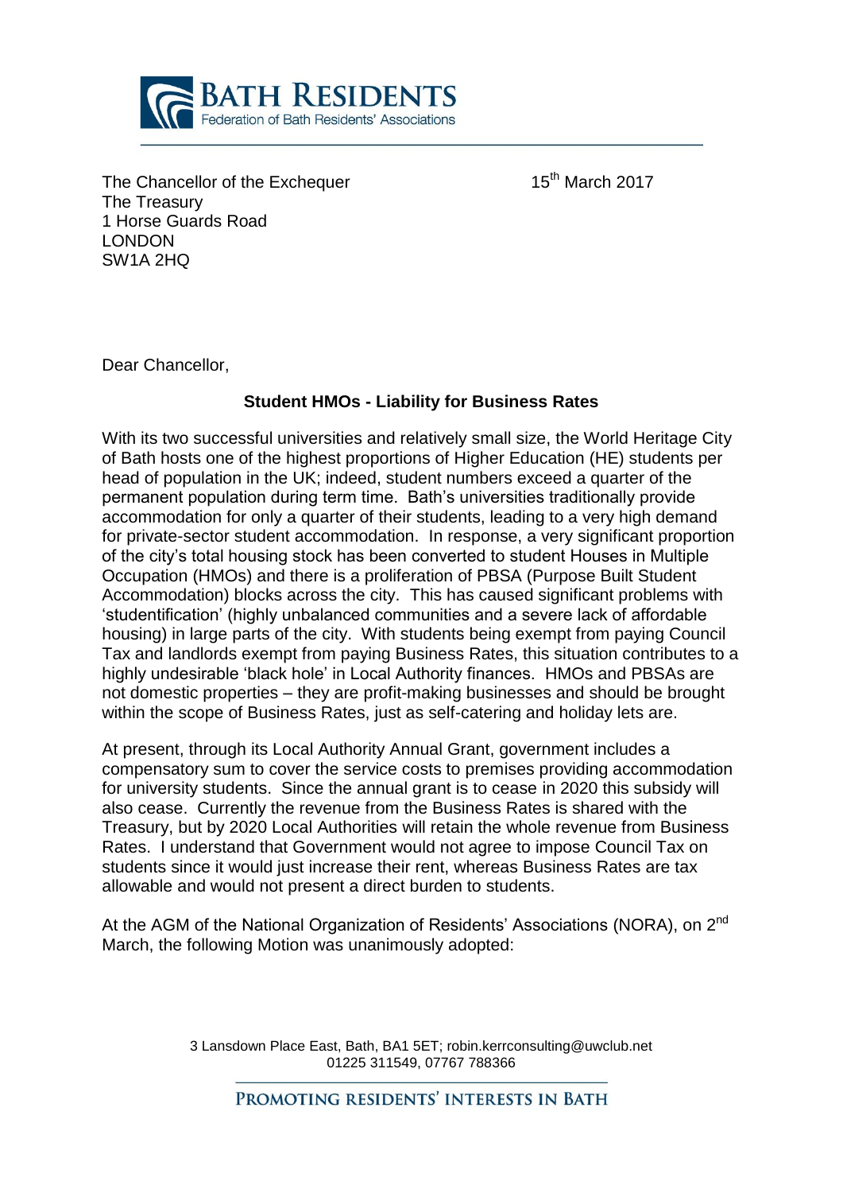**BATH RESIDENTS**
Federation of Bath Residents' Associations

The Chancellor of the Exchequer
The Treasury
1 Horse Guards Road
LONDON
SW1A 2HQ

15th March 2017

Dear Chancellor,

**Student HMOs - Liability for Business Rates**

With its two successful universities and relatively small size, the World Heritage City of Bath hosts one of the highest proportions of Higher Education (HE) students per head of population in the UK; indeed, student numbers exceed a quarter of the permanent population during term time. Bath's universities traditionally provide accommodation for only a quarter of their students, leading to a very high demand for private-sector student accommodation. In response, a very significant proportion of the city's total housing stock has been converted to student Houses in Multiple Occupation (HMOs) and there is a proliferation of PBSA (Purpose Built Student Accommodation) blocks across the city. This has caused significant problems with 'studentification' (highly unbalanced communities and a severe lack of affordable housing) in large parts of the city. With students being exempt from paying Council Tax and landlords exempt from paying Business Rates, this situation contributes to a highly undesirable 'black hole' in Local Authority finances. HMOs and PBSAs are not domestic properties – they are profit-making businesses and should be brought within the scope of Business Rates, just as self-catering and holiday lets are.

At present, through its Local Authority Annual Grant, government includes a compensatory sum to cover the service costs to premises providing accommodation for university students. Since the annual grant is to cease in 2020 this subsidy will also cease. Currently the revenue from the Business Rates is shared with the Treasury, but by 2020 Local Authorities will retain the whole revenue from Business Rates. I understand that Government would not agree to impose Council Tax on students since it would just increase their rent, whereas Business Rates are tax allowable and would not present a direct burden to students.

At the AGM of the National Organization of Residents' Associations (NORA), on 2nd March, the following Motion was unanimously adopted:

3 Lansdown Place East, Bath, BA1 5ET; robin.kerrconsulting@uwclub.net
01225 311549, 07767 788366

PROMOTING RESIDENTS' INTERESTS IN BATH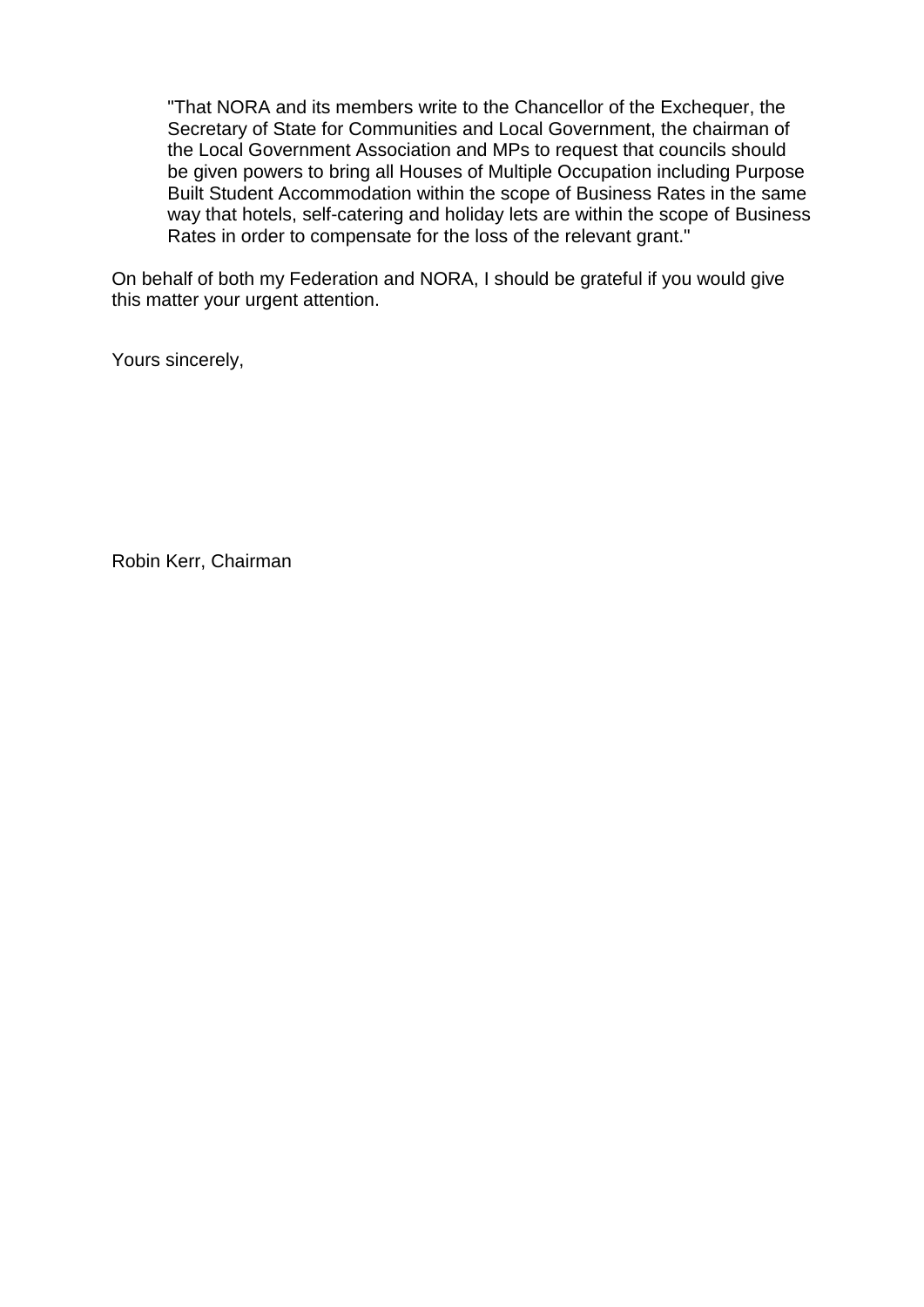> "That NORA and its members write to the Chancellor of the Exchequer, the Secretary of State for Communities and Local Government, the chairman of the Local Government Association and MPs to request that councils should be given powers to bring all Houses of Multiple Occupation including Purpose Built Student Accommodation within the scope of Business Rates in the same way that hotels, self-catering and holiday lets are within the scope of Business Rates in order to compensate for the loss of the relevant grant."

On behalf of both my Federation and NORA, I should be grateful if you would give this matter your urgent attention.

Yours sincerely,

Robin Kerr, Chairman